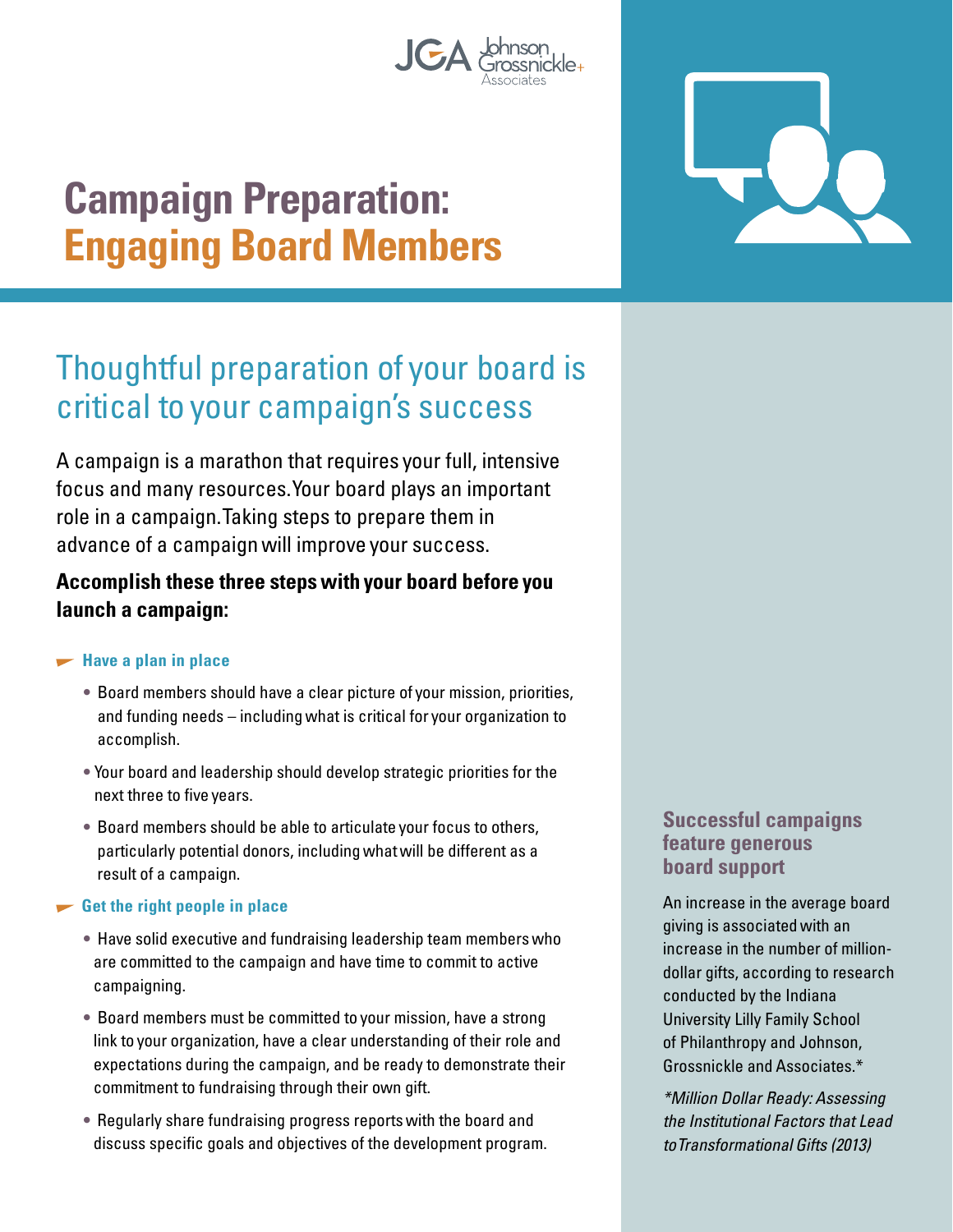# Campaign Preparation: Engaging Board Members

## Thoughtful preparation of your board is critical to your campaign's success

A campaign is a marathon that requires your full, intensive focus and many resources. Your board plays an important role in a campaign. Taking steps to prepare them in advance of a campaign will improve your success.

**Accomplish these three steps with your board before you launch a campaign:**

### Have a plan in place

- Board members should have a clear picture of your mission, priorities, and funding needs – including what is critical for your organization to accomplish.
- Your board and leadership should develop strategic priorities for the next three to five years.
- Board members should be able to articulate your focus to others, particularly potential donors, including what will be different as a result of a campaign.

### Get the right people in place

- Have solid executive and fundraising leadership team members who are committed to the campaign and have time to commit to active campaigning.
- Board members must be committed to your mission, have a strong link to your organization, have a clear understanding of their role and expectations during the campaign, and be ready to demonstrate their commitment to fundraising through their own gift.
- Regularly share fundraising progress reports with the board and discuss specific goals and objectives of the development program.

### Successful campaigns feature generous board support

An increase in the average board giving is associated with an increase in the number of million-dollar gifts, according to research conducted by the Indiana University Lilly Family School of Philanthropy and Johnson, Grossnickle and Associates.*

*\*Million Dollar Ready: Assessing the Institutional Factors that Lead to Transformational Gifts (2013)*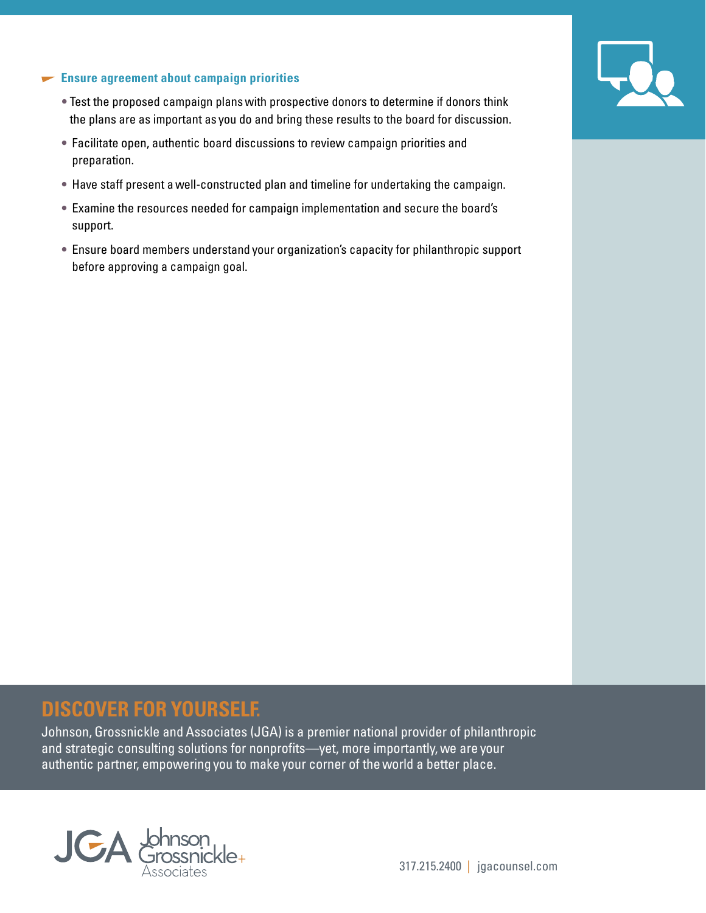### Ensure agreement about campaign priorities

- Test the proposed campaign plans with prospective donors to determine if donors think the plans are as important as you do and bring these results to the board for discussion.
- Facilitate open, authentic board discussions to review campaign priorities and preparation.
- Have staff present a well-constructed plan and timeline for undertaking the campaign.
- Examine the resources needed for campaign implementation and secure the board's support.
- Ensure board members understand your organization's capacity for philanthropic support before approving a campaign goal.

## DISCOVER FOR YOURSELF.

Johnson, Grossnickle and Associates (JGA) is a premier national provider of philanthropic and strategic consulting solutions for nonprofits—yet, more importantly, we are your authentic partner, empowering you to make your corner of the world a better place.

JGA Johnson Grossnickle+ Associates

317.215.2400 | jgacounsel.com